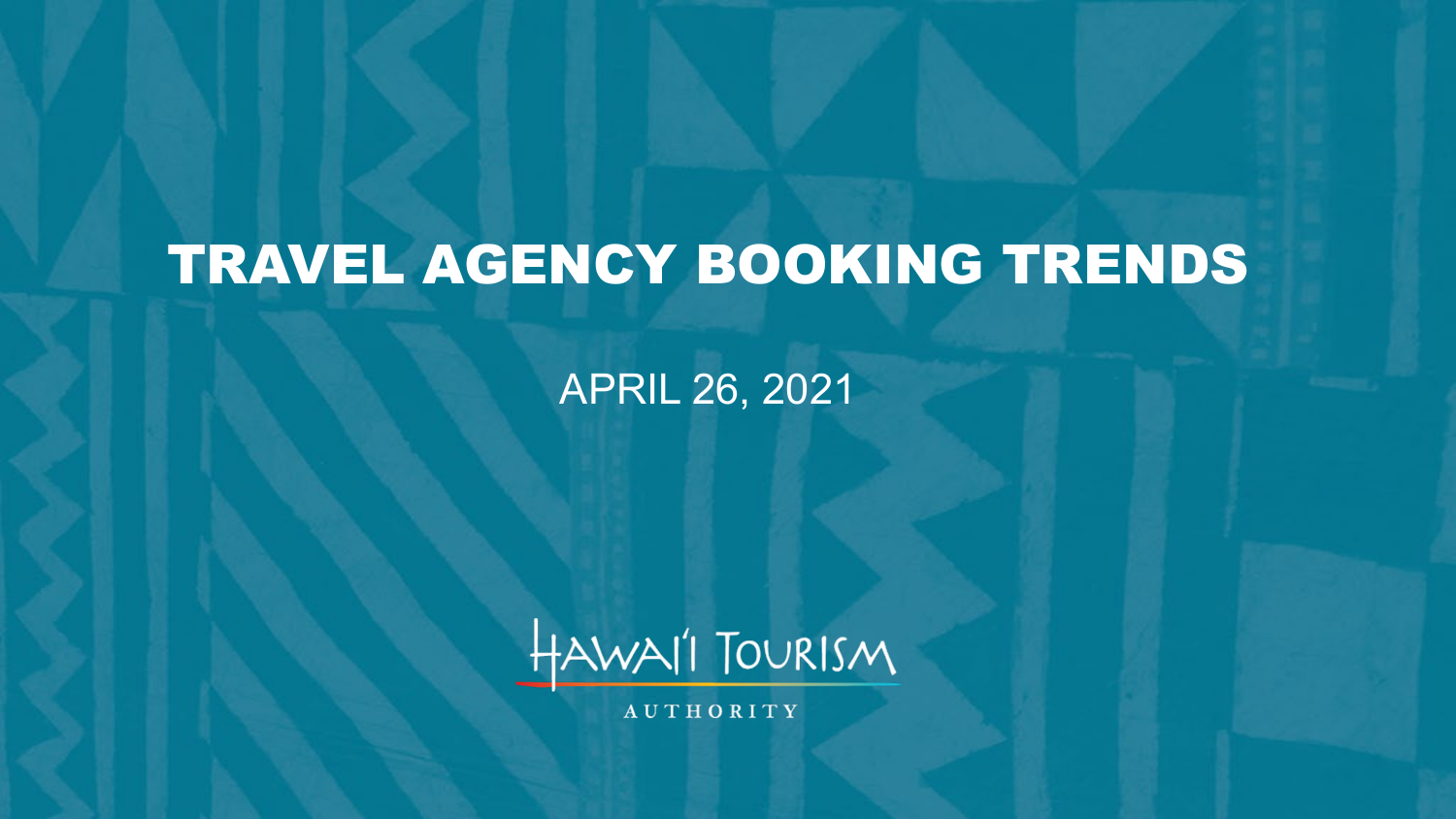# TRAVEL AGENCY BOOKING TRENDS

APRIL 26, 2021

HAWAI'I TOURISM AUTHORITY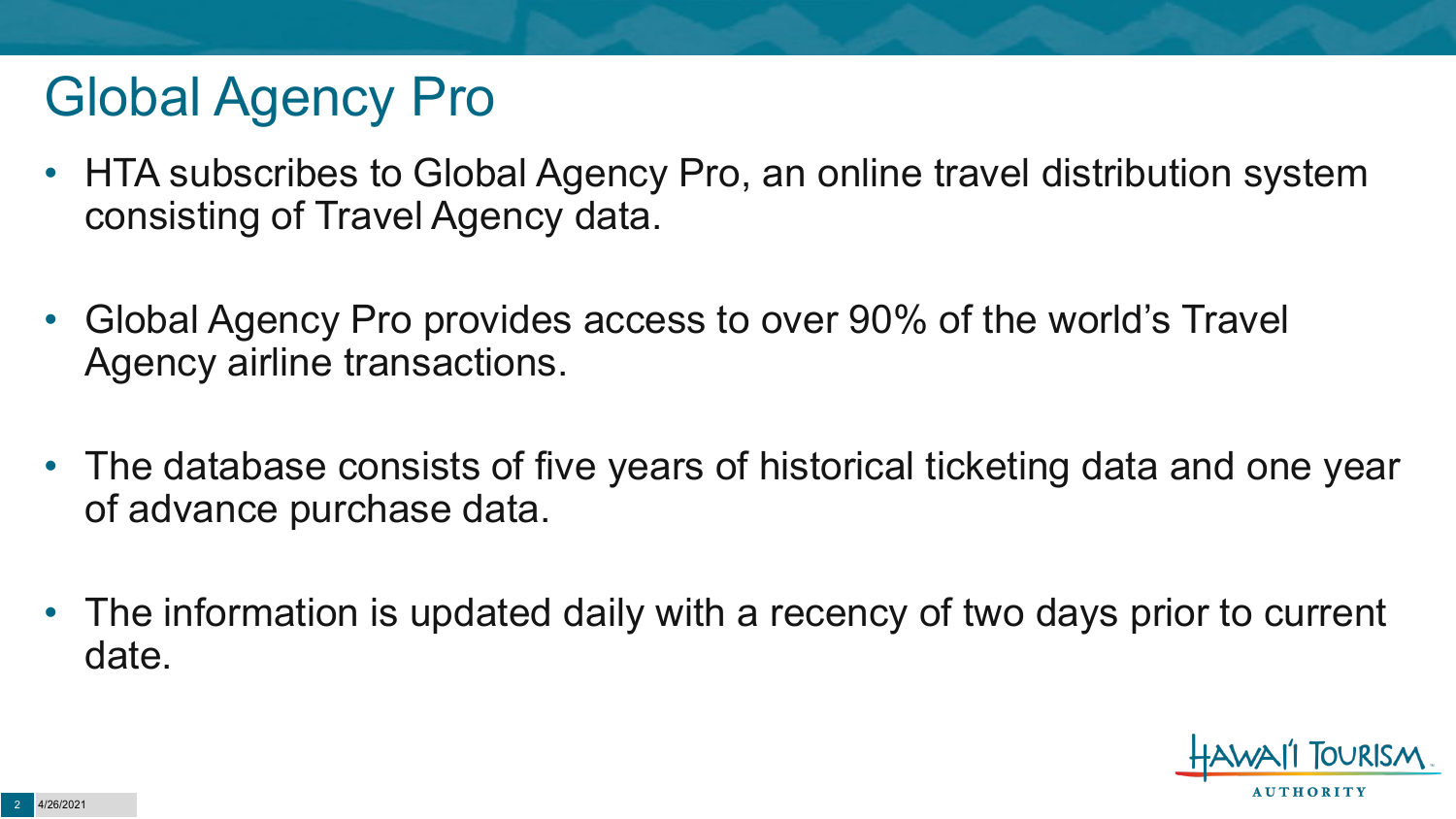# Global Agency Pro

- HTA subscribes to Global Agency Pro, an online travel distribution system consisting of Travel Agency data.
- Global Agency Pro provides access to over 90% of the world's Travel Agency airline transactions.
- The database consists of five years of historical ticketing data and one year of advance purchase data.
- The information is updated daily with a recency of two days prior to current date.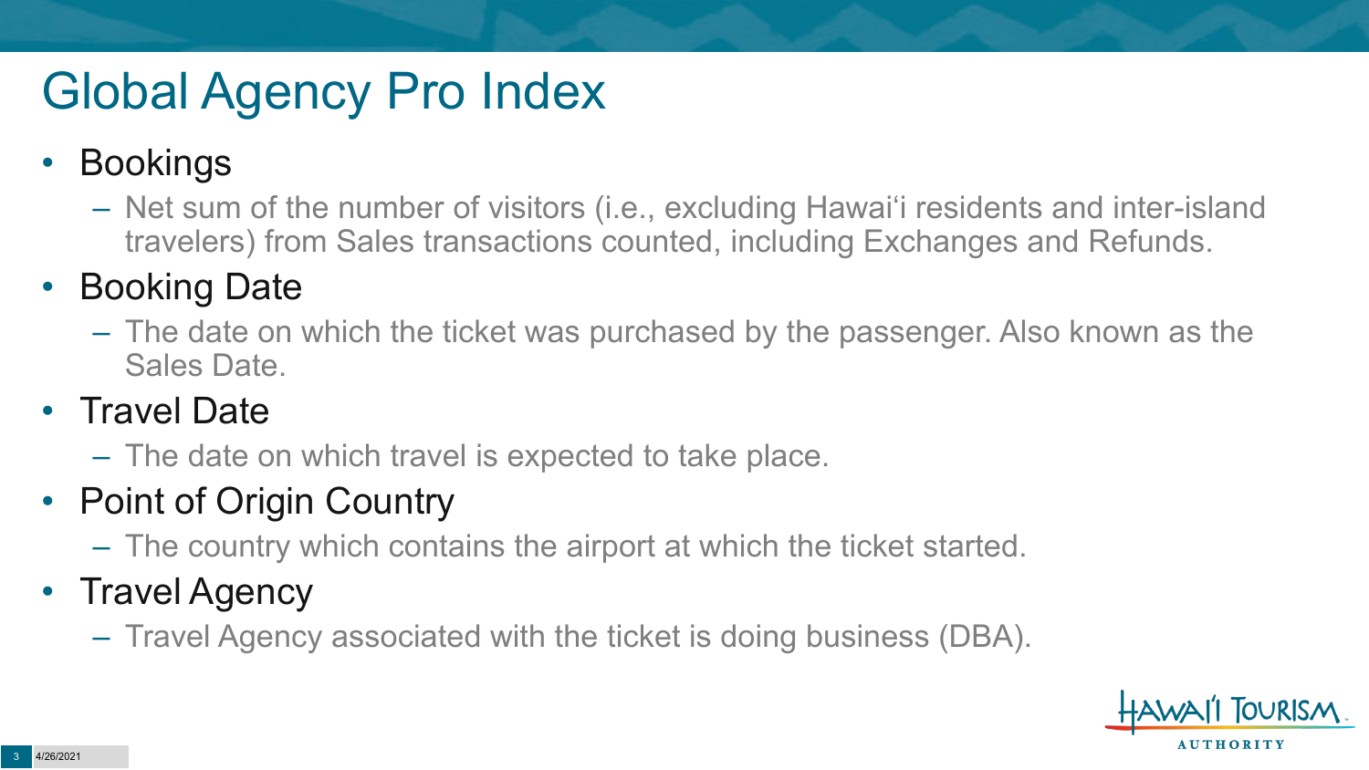# Global Agency Pro Index

- Bookings
  - Net sum of the number of visitors (i.e., excluding Hawai‘i residents and inter-island travelers) from Sales transactions counted, including Exchanges and Refunds.
- Booking Date
  - The date on which the ticket was purchased by the passenger. Also known as the Sales Date.
- Travel Date
  - The date on which travel is expected to take place.
- Point of Origin Country
  - The country which contains the airport at which the ticket started.
- Travel Agency
  - Travel Agency associated with the ticket is doing business (DBA).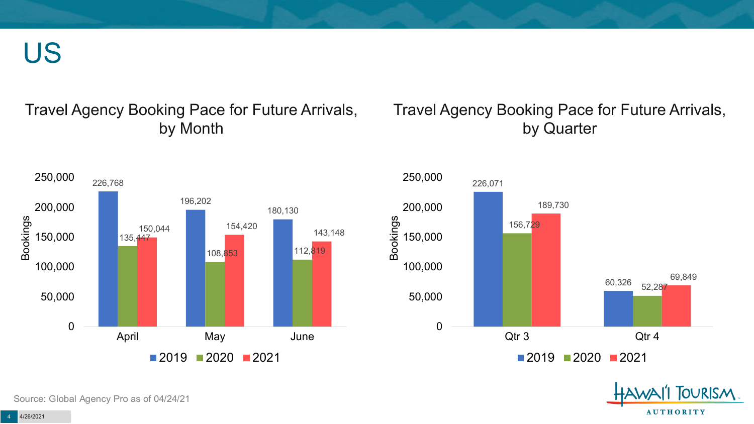# US

## Travel Agency Booking Pace for Future Arrivals, by Month

| Month | 2019 | 2020 | 2021 |
| --- | --- | --- | --- |
| April | 226,768 | 135,447 | 150,044 |
| May | 196,202 | 108,853 | 154,420 |
| June | 180,130 | 112,819 | 143,148 |

## Travel Agency Booking Pace for Future Arrivals, by Quarter

| Quarter | 2019 | 2020 | 2021 |
| --- | --- | --- | --- |
| Qtr 3 | 226,071 | 156,729 | 189,730 |
| Qtr 4 | 60,326 | 52,287 | 69,849 |

Source: Global Agency Pro as of 04/24/21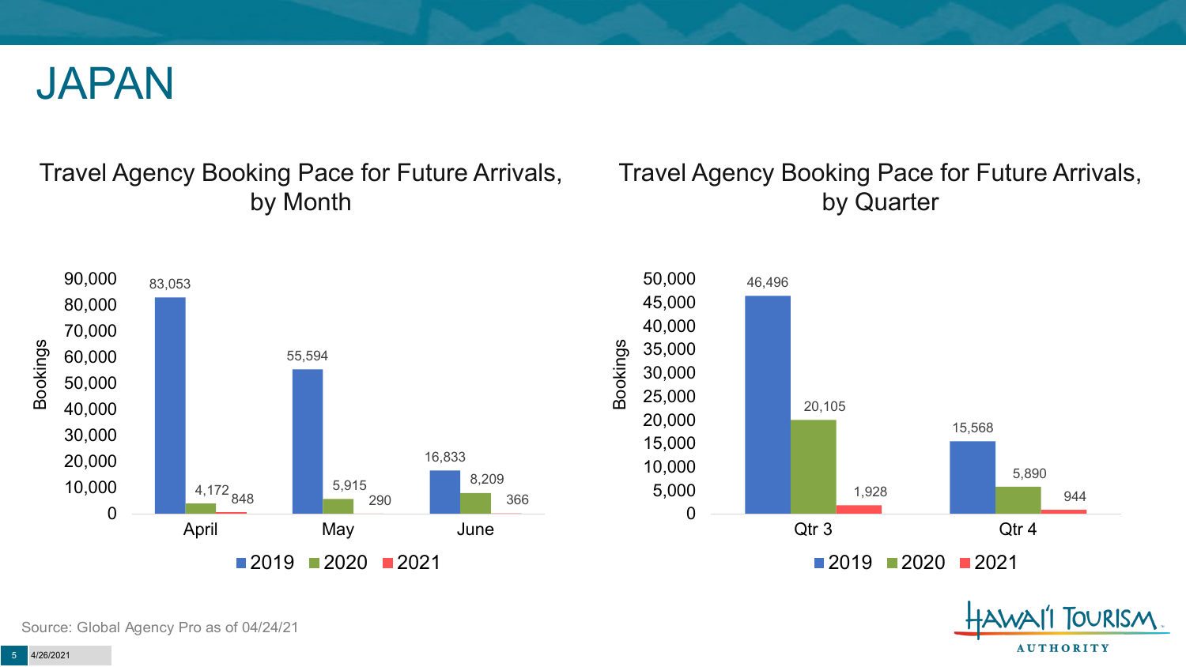# JAPAN

## Travel Agency Booking Pace for Future Arrivals, by Month

| Month | 2019 | 2020 | 2021 |
|---|---|---|---|
| April | 83,053 | 4,172 | 848 |
| May | 55,594 | 5,915 | 290 |
| June | 16,833 | 8,209 | 366 |

## Travel Agency Booking Pace for Future Arrivals, by Quarter

| Quarter | 2019 | 2020 | 2021 |
|---|---|---|---|
| Qtr 3 | 46,496 | 20,105 | 1,928 |
| Qtr 4 | 15,568 | 5,890 | 944 |

Source: Global Agency Pro as of 04/24/21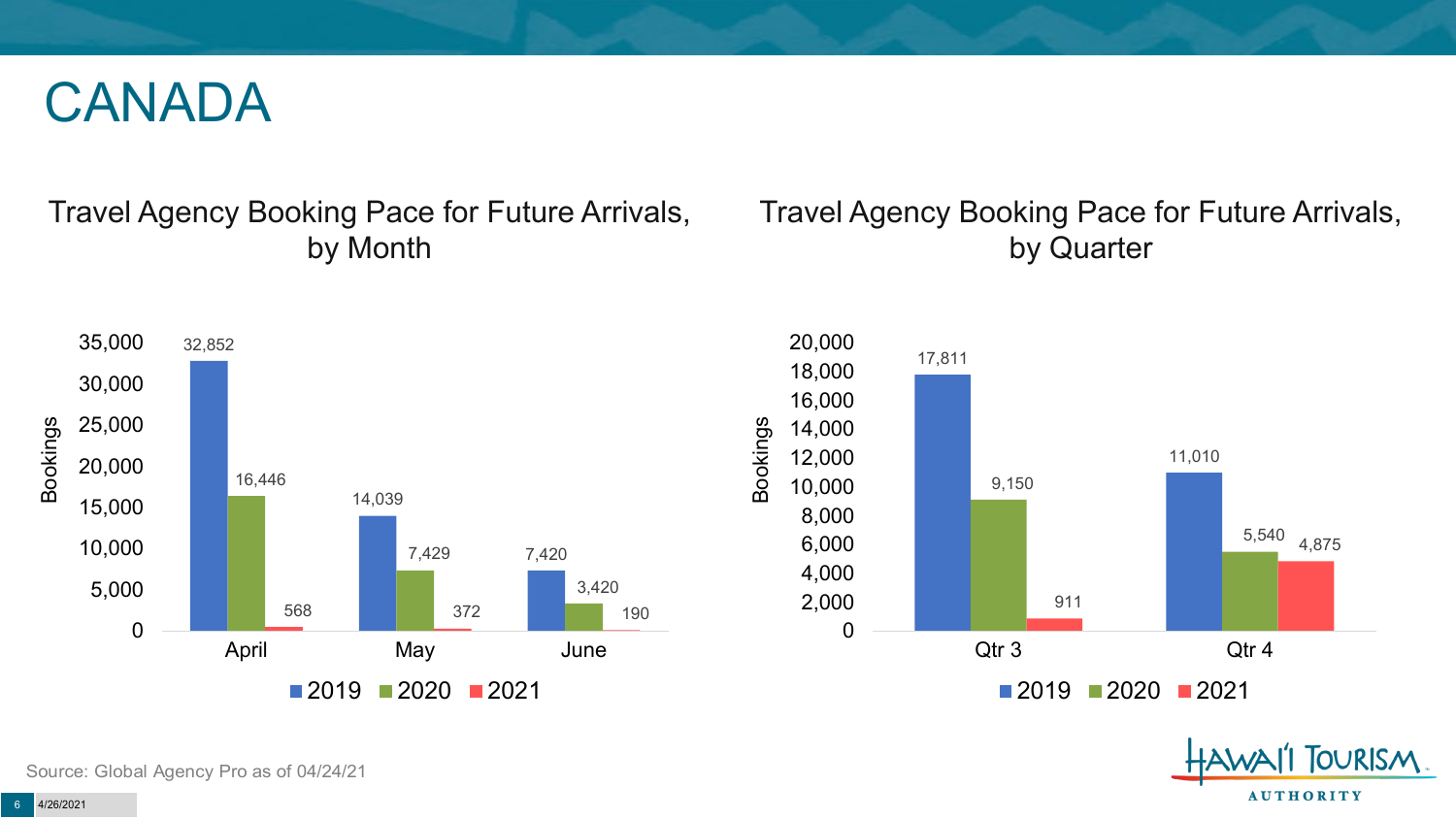# CANADA

## Travel Agency Booking Pace for Future Arrivals, by Month

| Month | 2019 | 2020 | 2021 |
| --- | --- | --- | --- |
| April | 32,852 | 16,446 | 568 |
| May | 14,039 | 7,429 | 372 |
| June | 7,420 | 3,420 | 190 |

## Travel Agency Booking Pace for Future Arrivals, by Quarter

| Quarter | 2019 | 2020 | 2021 |
| --- | --- | --- | --- |
| Qtr 3 | 17,811 | 9,150 | 911 |
| Qtr 4 | 11,010 | 5,540 | 4,875 |

Source: Global Agency Pro as of 04/24/21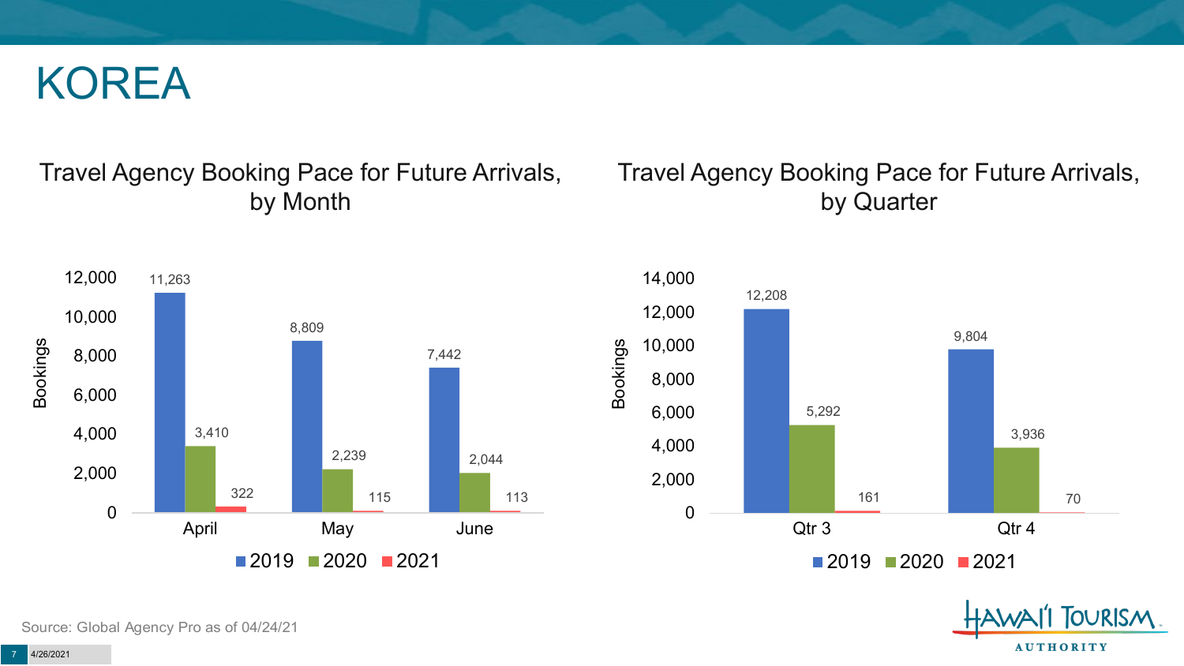# KOREA

## Travel Agency Booking Pace for Future Arrivals, by Month

| Month | 2019 | 2020 | 2021 |
| --- | --- | --- | --- |
| April | 11,263 | 3,410 | 322 |
| May | 8,809 | 2,239 | 115 |
| June | 7,442 | 2,044 | 113 |

## Travel Agency Booking Pace for Future Arrivals, by Quarter

| Quarter | 2019 | 2020 | 2021 |
| --- | --- | --- | --- |
| Qtr 3 | 12,208 | 5,292 | 161 |
| Qtr 4 | 9,804 | 3,936 | 70 |

Source: Global Agency Pro as of 04/24/21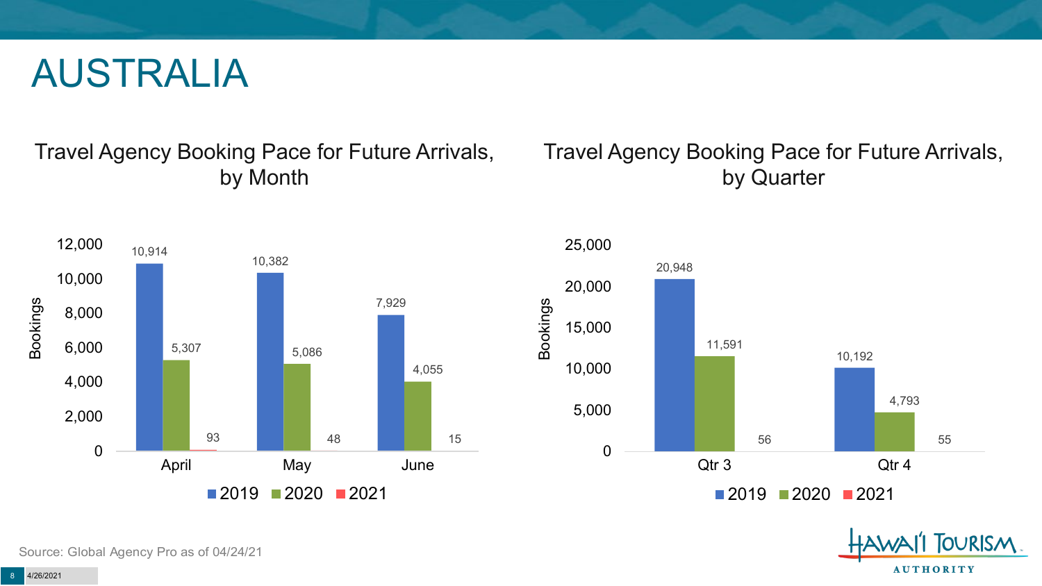# AUSTRALIA

## Travel Agency Booking Pace for Future Arrivals, by Month

| Month | 2019 | 2020 | 2021 |
|---|---|---|---|
| April | 10,914 | 5,307 | 93 |
| May | 10,382 | 5,086 | 48 |
| June | 7,929 | 4,055 | 15 |

## Travel Agency Booking Pace for Future Arrivals, by Quarter

| Quarter | 2019 | 2020 | 2021 |
|---|---|---|---|
| Qtr 3 | 20,948 | 11,591 | 56 |
| Qtr 4 | 10,192 | 4,793 | 55 |

Source: Global Agency Pro as of 04/24/21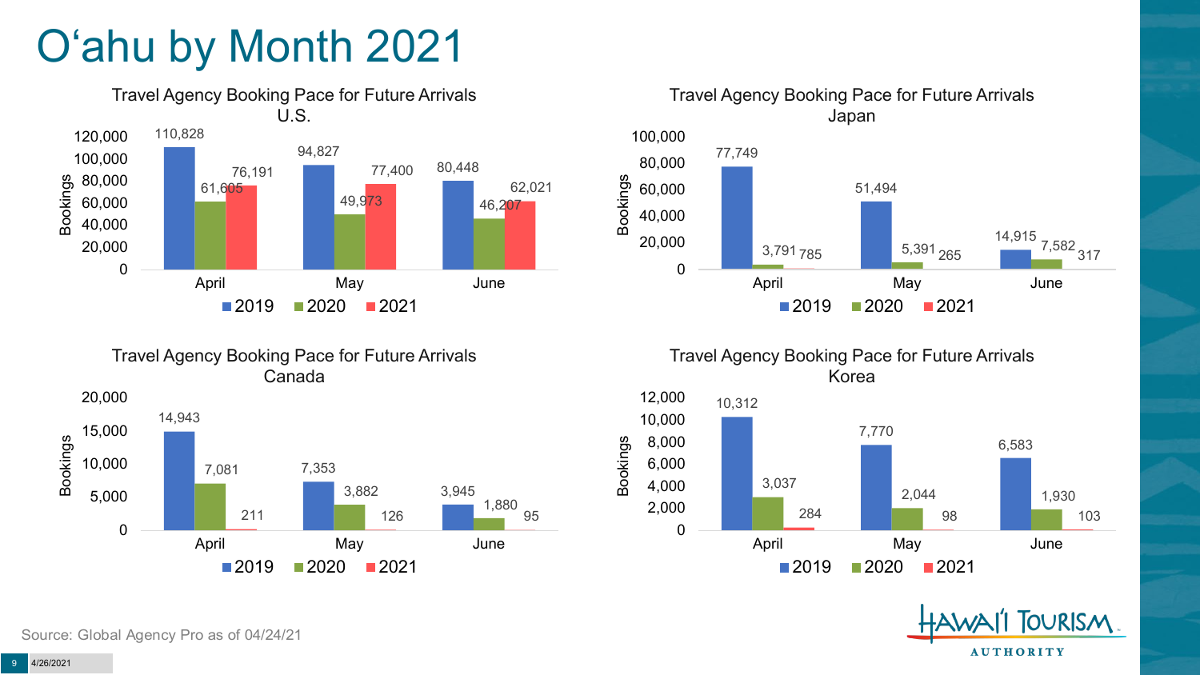# O'ahu by Month 2021

### Travel Agency Booking Pace for Future Arrivals U.S.

| Bookings | 2019 | 2020 | 2021 |
|---|---|---|---|
| April | 110,828 | 61,605 | 76,191 |
| May | 94,827 | 49,973 | 77,400 |
| June | 80,448 | 46,207 | 62,021 |

### Travel Agency Booking Pace for Future Arrivals Japan

| Bookings | 2019 | 2020 | 2021 |
|---|---|---|---|
| April | 77,749 | 3,791 | 785 |
| May | 51,494 | 5,391 | 265 |
| June | 14,915 | 7,582 | 317 |

### Travel Agency Booking Pace for Future Arrivals Canada

| Bookings | 2019 | 2020 | 2021 |
|---|---|---|---|
| April | 14,943 | 7,081 | 211 |
| May | 7,353 | 3,882 | 126 |
| June | 3,945 | 1,880 | 95 |

### Travel Agency Booking Pace for Future Arrivals Korea

| Bookings | 2019 | 2020 | 2021 |
|---|---|---|---|
| April | 10,312 | 3,037 | 284 |
| May | 7,770 | 2,044 | 98 |
| June | 6,583 | 1,930 | 103 |

Source: Global Agency Pro as of 04/24/21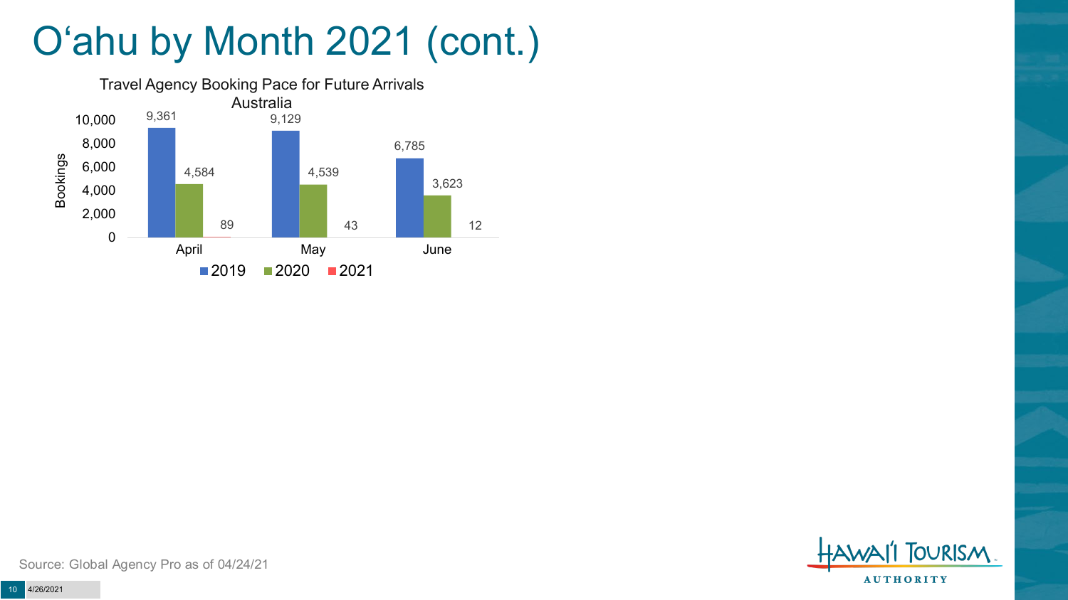# O'ahu by Month 2021 (cont.)

**Travel Agency Booking Pace for Future Arrivals**
**Australia**

| Month | 2019 | 2020 | 2021 |
|---|---|---|---|
| April | 9,361 | 4,584 | 89 |
| May | 9,129 | 4,539 | 43 |
| June | 6,785 | 3,623 | 12 |

Source: Global Agency Pro as of 04/24/21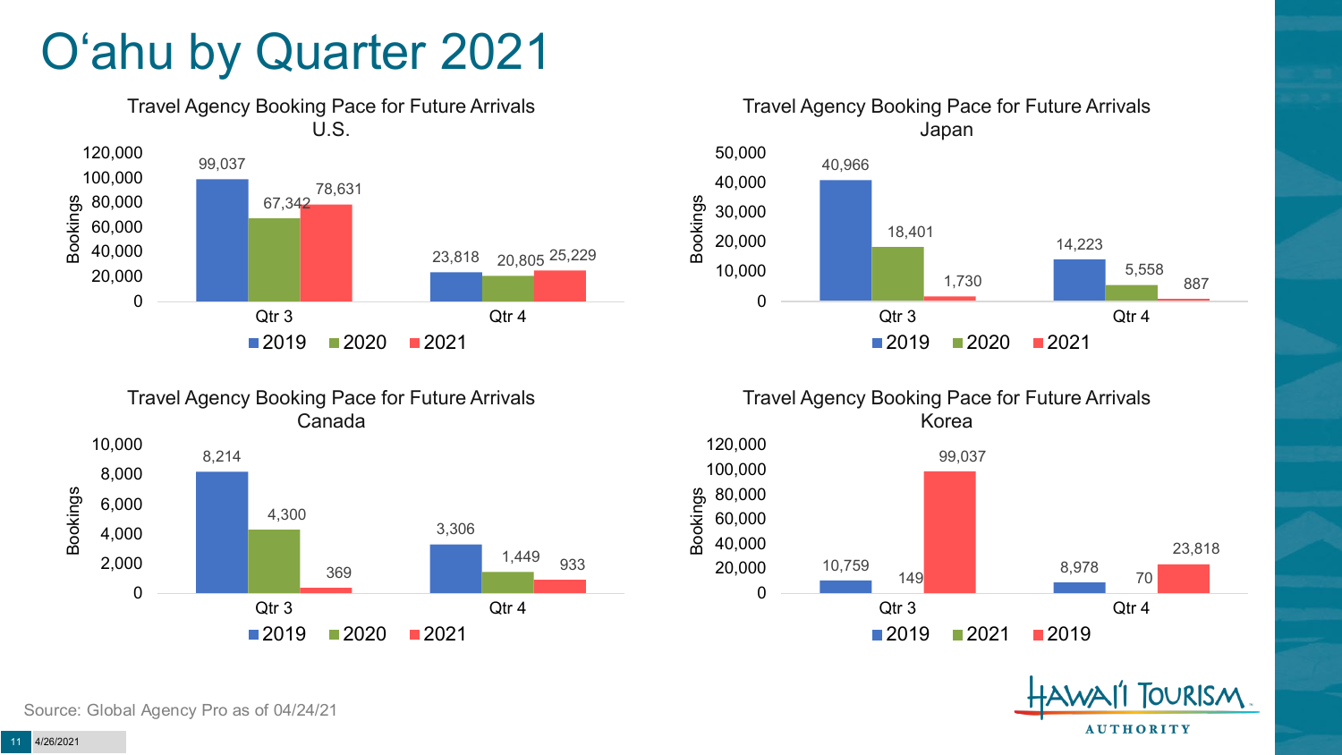# O'ahu by Quarter 2021

**Travel Agency Booking Pace for Future Arrivals U.S.**

| Bookings | 2019 | 2020 | 2021 |
|---|---|---|---|
| Qtr 3 | 99,037 | 67,342 | 78,631 |
| Qtr 4 | 23,818 | 20,805 | 25,229 |

**Travel Agency Booking Pace for Future Arrivals Japan**

| Bookings | 2019 | 2020 | 2021 |
|---|---|---|---|
| Qtr 3 | 40,966 | 18,401 | 1,730 |
| Qtr 4 | 14,223 | 5,558 | 887 |

**Travel Agency Booking Pace for Future Arrivals Canada**

| Bookings | 2019 | 2020 | 2021 |
|---|---|---|---|
| Qtr 3 | 8,214 | 4,300 | 369 |
| Qtr 4 | 3,306 | 1,449 | 933 |

**Travel Agency Booking Pace for Future Arrivals Korea**

| Bookings | 2019 | 2021 | 2019 |
|---|---|---|---|
| Qtr 3 | 10,759 | 149 | 99,037 |
| Qtr 4 | 8,978 | 70 | 23,818 |

Source: Global Agency Pro as of 04/24/21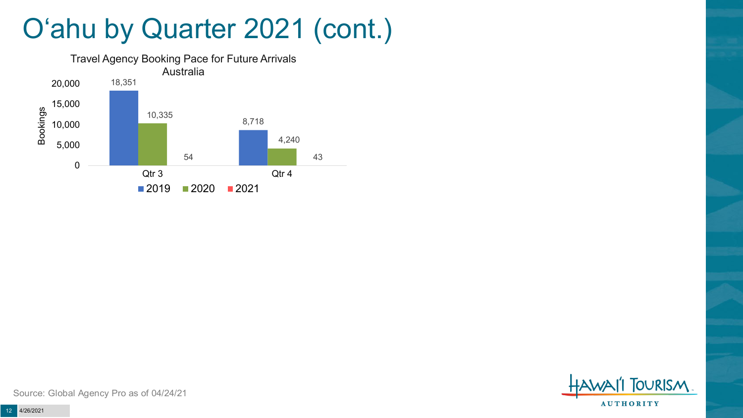# O'ahu by Quarter 2021 (cont.)

Travel Agency Booking Pace for Future Arrivals
Australia

| | 2019 | 2020 | 2021 |
| --- | --- | --- | --- |
| Qtr 3 | 18,351 | 10,335 | 54 |
| Qtr 4 | 8,718 | 4,240 | 43 |

Source: Global Agency Pro as of 04/24/21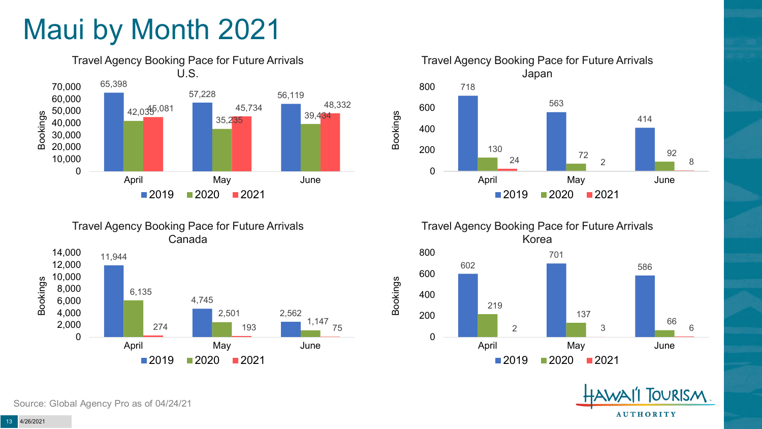# Maui by Month 2021

**Travel Agency Booking Pace for Future Arrivals U.S.**

| Month | 2019 | 2020 | 2021 |
|---|---|---|---|
| April | 65,398 | 42,035 | 45,081 |
| May | 57,228 | 35,235 | 45,734 |
| June | 56,119 | 39,434 | 48,332 |

**Travel Agency Booking Pace for Future Arrivals Japan**

| Month | 2019 | 2020 | 2021 |
|---|---|---|---|
| April | 718 | 130 | 24 |
| May | 563 | 72 | 2 |
| June | 414 | 92 | 8 |

**Travel Agency Booking Pace for Future Arrivals Canada**

| Month | 2019 | 2020 | 2021 |
|---|---|---|---|
| April | 11,944 | 6,135 | 274 |
| May | 4,745 | 2,501 | 193 |
| June | 2,562 | 1,147 | 75 |

**Travel Agency Booking Pace for Future Arrivals Korea**

| Month | 2019 | 2020 | 2021 |
|---|---|---|---|
| April | 602 | 219 | 2 |
| May | 701 | 137 | 3 |
| June | 586 | 66 | 6 |

Source: Global Agency Pro as of 04/24/21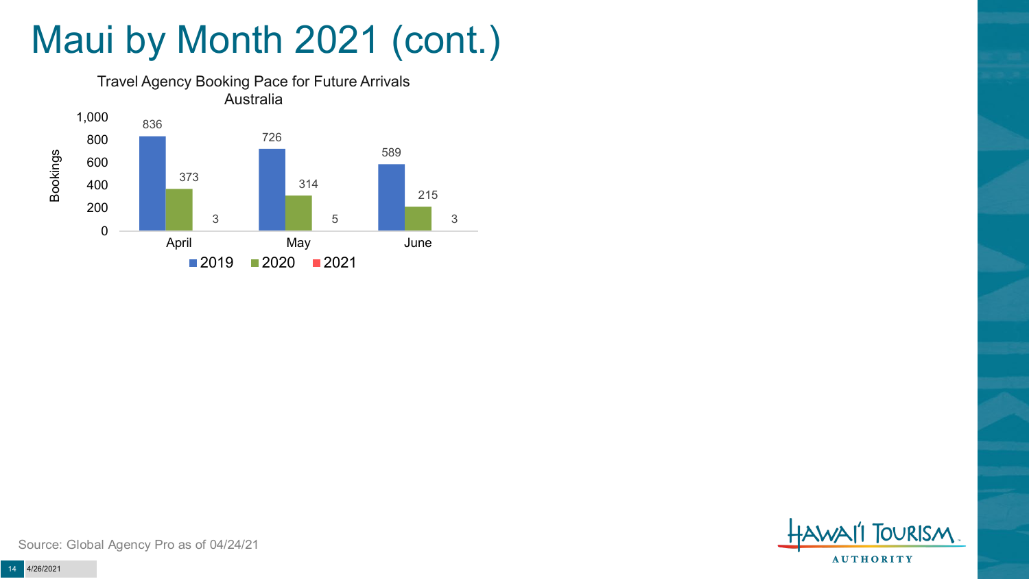# Maui by Month 2021 (cont.)

Travel Agency Booking Pace for Future Arrivals
Australia

| Month | 2019 | 2020 | 2021 |
| --- | --- | --- | --- |
| April | 836 | 373 | 3 |
| May | 726 | 314 | 5 |
| June | 589 | 215 | 3 |

Source: Global Agency Pro as of 04/24/21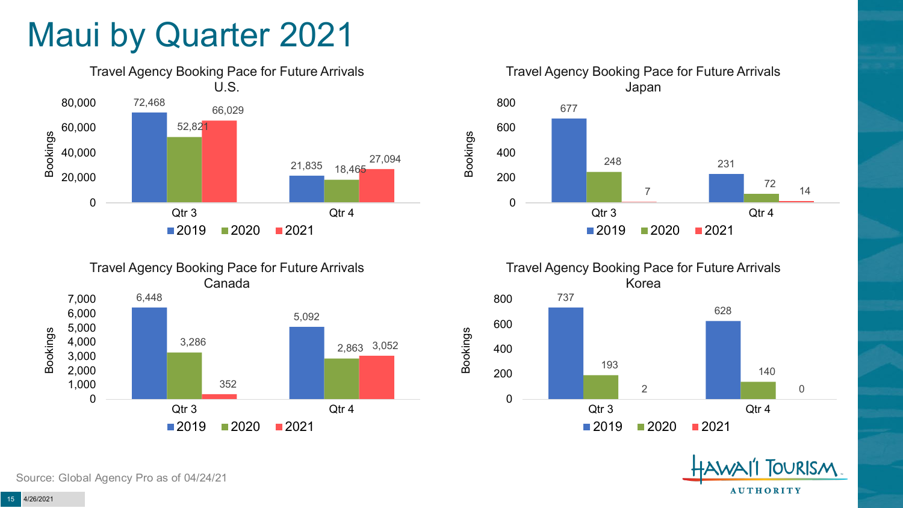# Maui by Quarter 2021

**Travel Agency Booking Pace for Future Arrivals U.S.**

| Bookings | 2019 | 2020 | 2021 |
|---|---|---|---|
| Qtr 3 | 72,468 | 52,821 | 66,029 |
| Qtr 4 | 21,835 | 18,465 | 27,094 |

**Travel Agency Booking Pace for Future Arrivals Japan**

| Bookings | 2019 | 2020 | 2021 |
|---|---|---|---|
| Qtr 3 | 677 | 248 | 7 |
| Qtr 4 | 231 | 72 | 14 |

**Travel Agency Booking Pace for Future Arrivals Canada**

| Bookings | 2019 | 2020 | 2021 |
|---|---|---|---|
| Qtr 3 | 6,448 | 3,286 | 352 |
| Qtr 4 | 5,092 | 2,863 | 3,052 |

**Travel Agency Booking Pace for Future Arrivals Korea**

| Bookings | 2019 | 2020 | 2021 |
|---|---|---|---|
| Qtr 3 | 737 | 193 | 2 |
| Qtr 4 | 628 | 140 | 0 |

Source: Global Agency Pro as of 04/24/21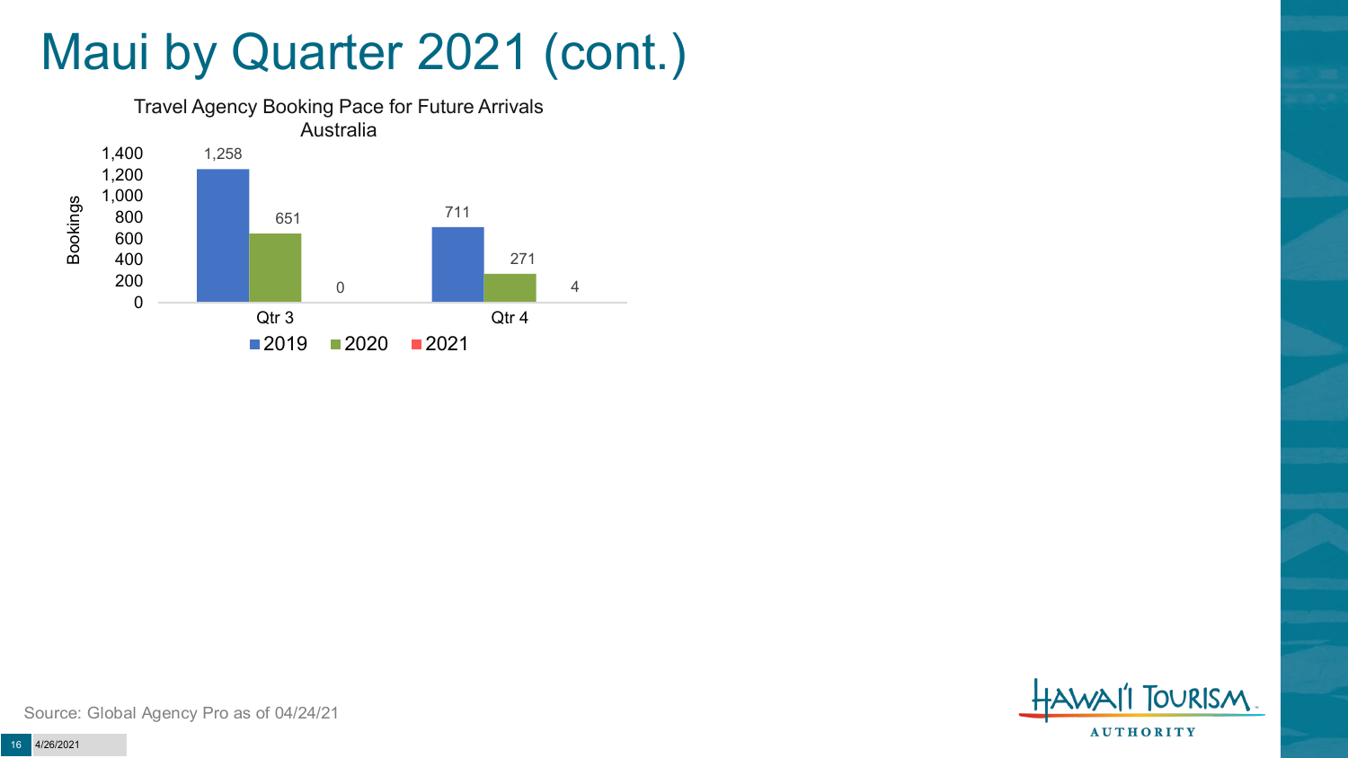# Maui by Quarter 2021 (cont.)

Travel Agency Booking Pace for Future Arrivals
Australia

| Bookings | 2019 | 2020 | 2021 |
|---|---|---|---|
| Qtr 3 | 1,258 | 651 | 0 |
| Qtr 4 | 711 | 271 | 4 |

Source: Global Agency Pro as of 04/24/21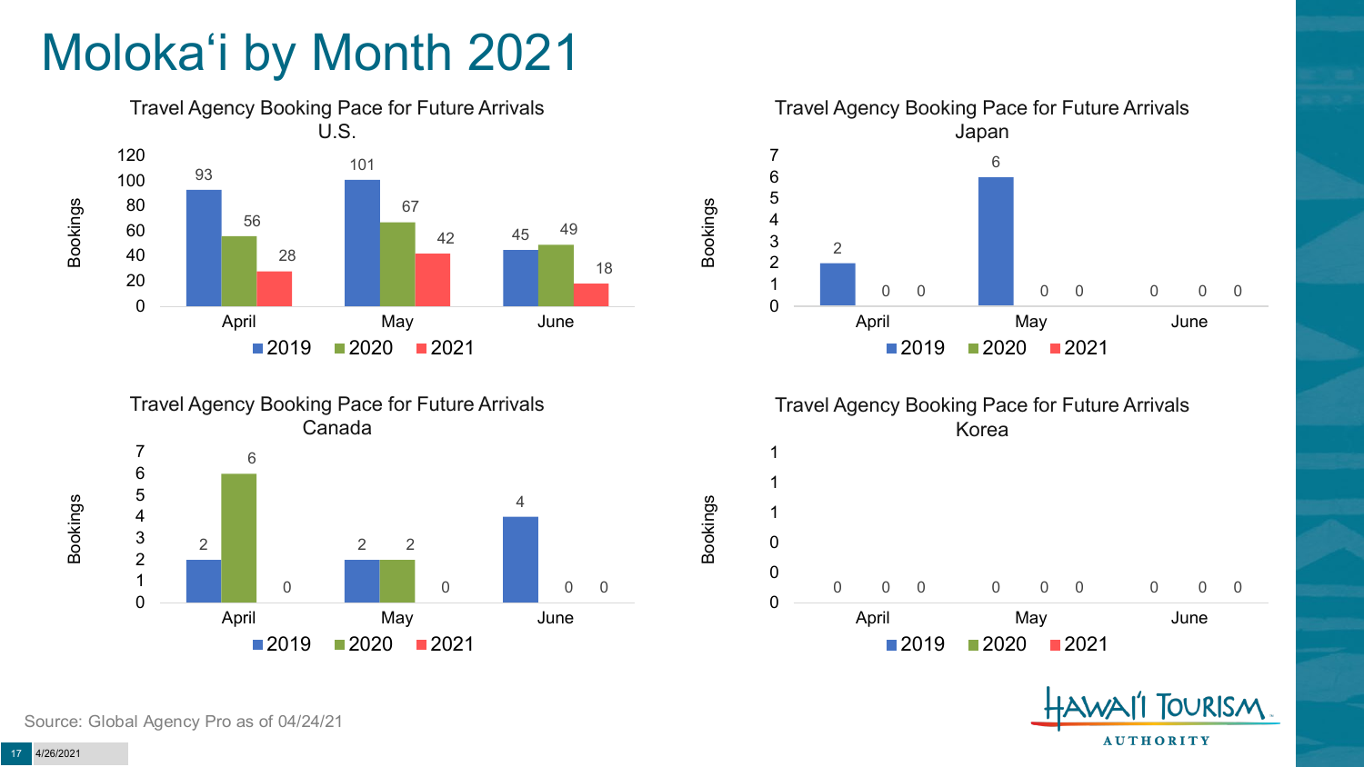# Moloka'i by Month 2021

### Travel Agency Booking Pace for Future Arrivals U.S.

| Bookings | 2019 | 2020 | 2021 |
|---|---|---|---|
| April | 93 | 56 | 28 |
| May | 101 | 67 | 42 |
| June | 45 | 49 | 18 |

### Travel Agency Booking Pace for Future Arrivals Japan

| Bookings | 2019 | 2020 | 2021 |
|---|---|---|---|
| April | 2 | 0 | 0 |
| May | 6 | 0 | 0 |
| June | 0 | 0 | 0 |

### Travel Agency Booking Pace for Future Arrivals Canada

| Bookings | 2019 | 2020 | 2021 |
|---|---|---|---|
| April | 2 | 6 | 0 |
| May | 2 | 2 | 0 |
| June | 4 | 0 | 0 |

### Travel Agency Booking Pace for Future Arrivals Korea

| Bookings | 2019 | 2020 | 2021 |
|---|---|---|---|
| April | 0 | 0 | 0 |
| May | 0 | 0 | 0 |
| June | 0 | 0 | 0 |

Source: Global Agency Pro as of 04/24/21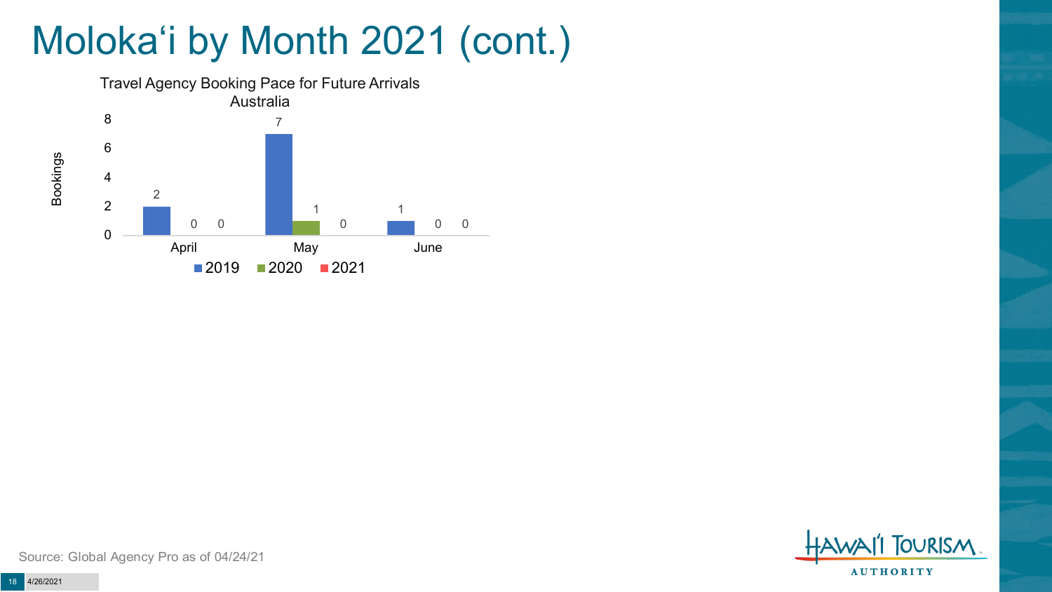# Moloka'i by Month 2021 (cont.)

Travel Agency Booking Pace for Future Arrivals
Australia

| Month | 2019 | 2020 | 2021 |
|---|---|---|---|
| April | 2 | 0 | 0 |
| May | 7 | 1 | 0 |
| June | 1 | 0 | 0 |

Source: Global Agency Pro as of 04/24/21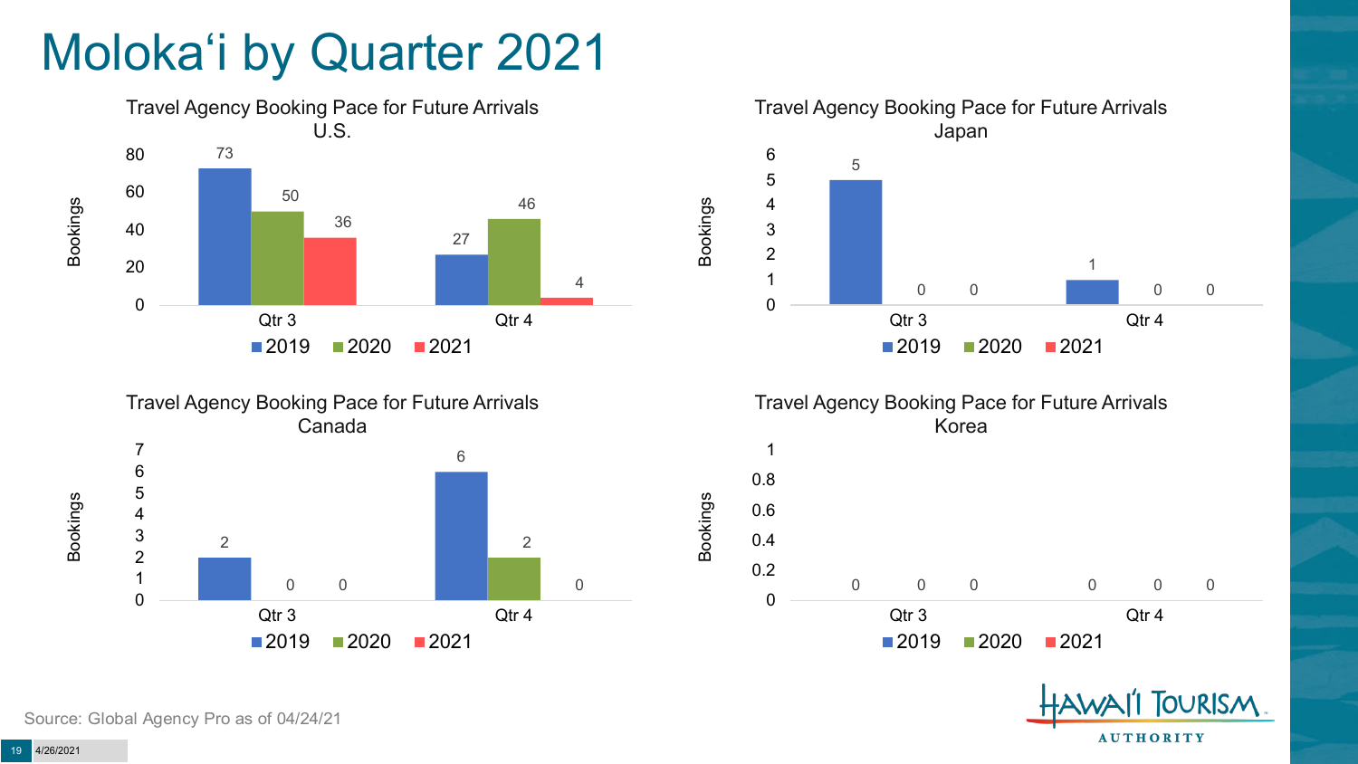# Molokaʻi by Quarter 2021

### Travel Agency Booking Pace for Future Arrivals U.S.

| Bookings | 2019 | 2020 | 2021 |
|---|---|---|---|
| Qtr 3 | 73 | 50 | 36 |
| Qtr 4 | 27 | 46 | 4 |

### Travel Agency Booking Pace for Future Arrivals Japan

| Bookings | 2019 | 2020 | 2021 |
|---|---|---|---|
| Qtr 3 | 5 | 0 | 0 |
| Qtr 4 | 1 | 0 | 0 |

### Travel Agency Booking Pace for Future Arrivals Canada

| Bookings | 2019 | 2020 | 2021 |
|---|---|---|---|
| Qtr 3 | 2 | 0 | 0 |
| Qtr 4 | 6 | 2 | 0 |

### Travel Agency Booking Pace for Future Arrivals Korea

| Bookings | 2019 | 2020 | 2021 |
|---|---|---|---|
| Qtr 3 | 0 | 0 | 0 |
| Qtr 4 | 0 | 0 | 0 |

Source: Global Agency Pro as of 04/24/21

4/26/2021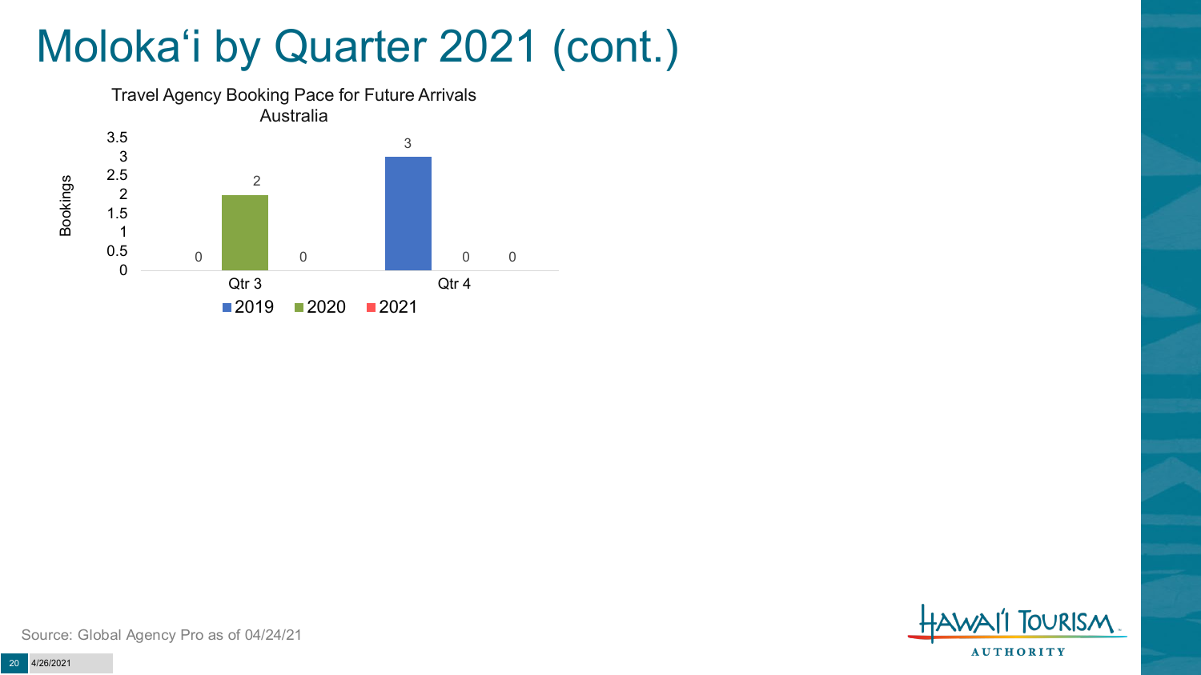# Moloka'i by Quarter 2021 (cont.)

Travel Agency Booking Pace for Future Arrivals
Australia

| | 2019 | 2020 | 2021 |
|---|---|---|---|
| Qtr 3 | 0 | 2 | 0 |
| Qtr 4 | 3 | 0 | 0 |

Source: Global Agency Pro as of 04/24/21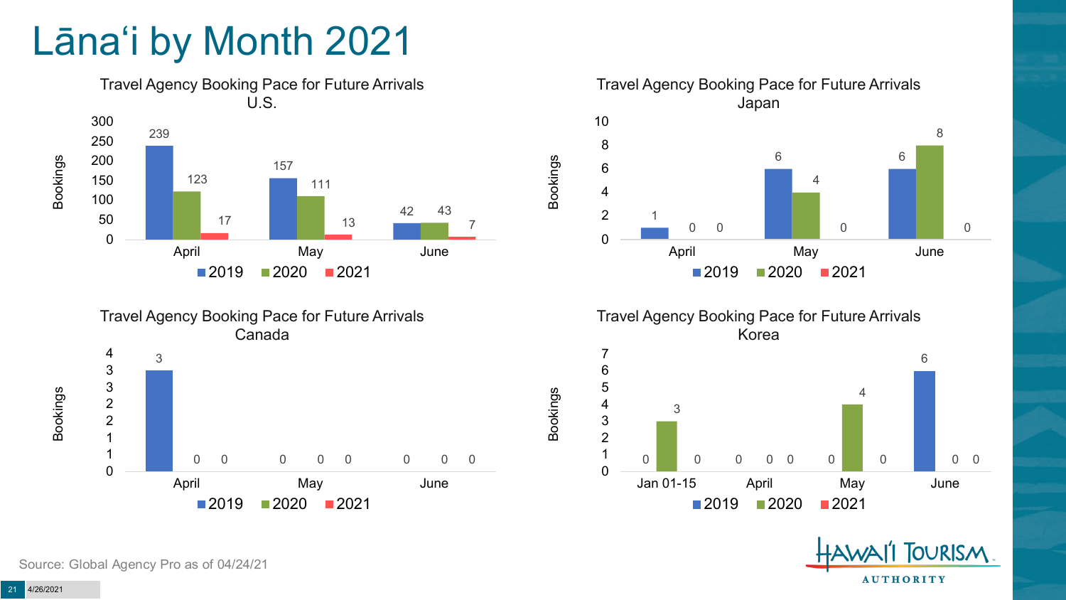# Lānaʻi by Month 2021

### Travel Agency Booking Pace for Future Arrivals U.S.

| Month | 2019 | 2020 | 2021 |
|---|---|---|---|
| April | 239 | 123 | 17 |
| May | 157 | 111 | 13 |
| June | 42 | 43 | 7 |

### Travel Agency Booking Pace for Future Arrivals Japan

| Month | 2019 | 2020 | 2021 |
|---|---|---|---|
| April | 1 | 0 | 0 |
| May | 6 | 4 | 0 |
| June | 6 | 8 | 0 |

### Travel Agency Booking Pace for Future Arrivals Canada

| Month | 2019 | 2020 | 2021 |
|---|---|---|---|
| April | 3 | 0 | 0 |
| May | 0 | 0 | 0 |
| June | 0 | 0 | 0 |

### Travel Agency Booking Pace for Future Arrivals Korea

| Month | 2019 | 2020 | 2021 |
|---|---|---|---|
| Jan 01-15 | 0 | 3 | 0 |
| April | 0 | 0 | 0 |
| May | 0 | 4 | 0 |
| June | 6 | 0 | 0 |

Source: Global Agency Pro as of 04/24/21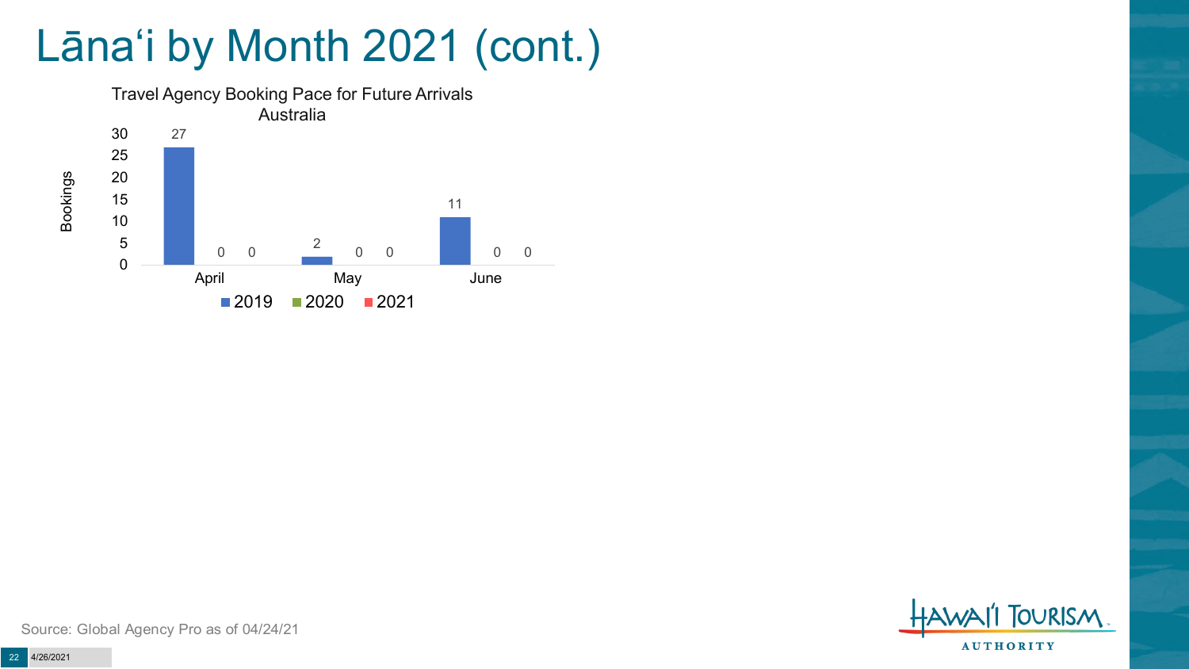# Lānaʻi by Month 2021 (cont.)

Travel Agency Booking Pace for Future Arrivals
Australia

| Month | 2019 | 2020 | 2021 |
| --- | --- | --- | --- |
| April | 27 | 0 | 0 |
| May | 2 | 0 | 0 |
| June | 11 | 0 | 0 |

Source: Global Agency Pro as of 04/24/21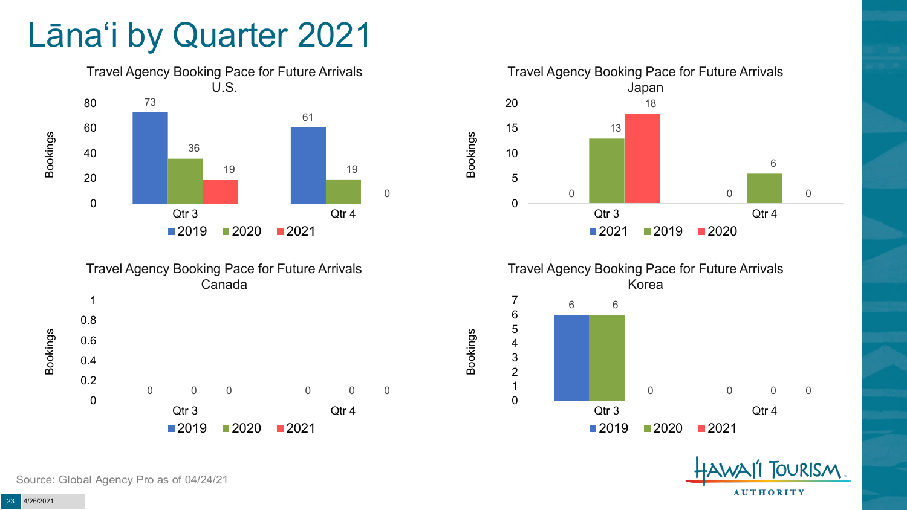# Lānaʻi by Quarter 2021

### Travel Agency Booking Pace for Future Arrivals U.S.

| | 2019 | 2020 | 2021 |
|---|---|---|---|
| Qtr 3 | 73 | 36 | 19 |
| Qtr 4 | 61 | 19 | 0 |

### Travel Agency Booking Pace for Future Arrivals Japan

| | 2021 | 2019 | 2020 |
|---|---|---|---|
| Qtr 3 | 0 | 13 | 18 |
| Qtr 4 | 0 | 6 | 0 |

### Travel Agency Booking Pace for Future Arrivals Canada

| | 2019 | 2020 | 2021 |
|---|---|---|---|
| Qtr 3 | 0 | 0 | 0 |
| Qtr 4 | 0 | 0 | 0 |

### Travel Agency Booking Pace for Future Arrivals Korea

| | 2019 | 2020 | 2021 |
|---|---|---|---|
| Qtr 3 | 6 | 6 | 0 |
| Qtr 4 | 0 | 0 | 0 |

Source: Global Agency Pro as of 04/24/21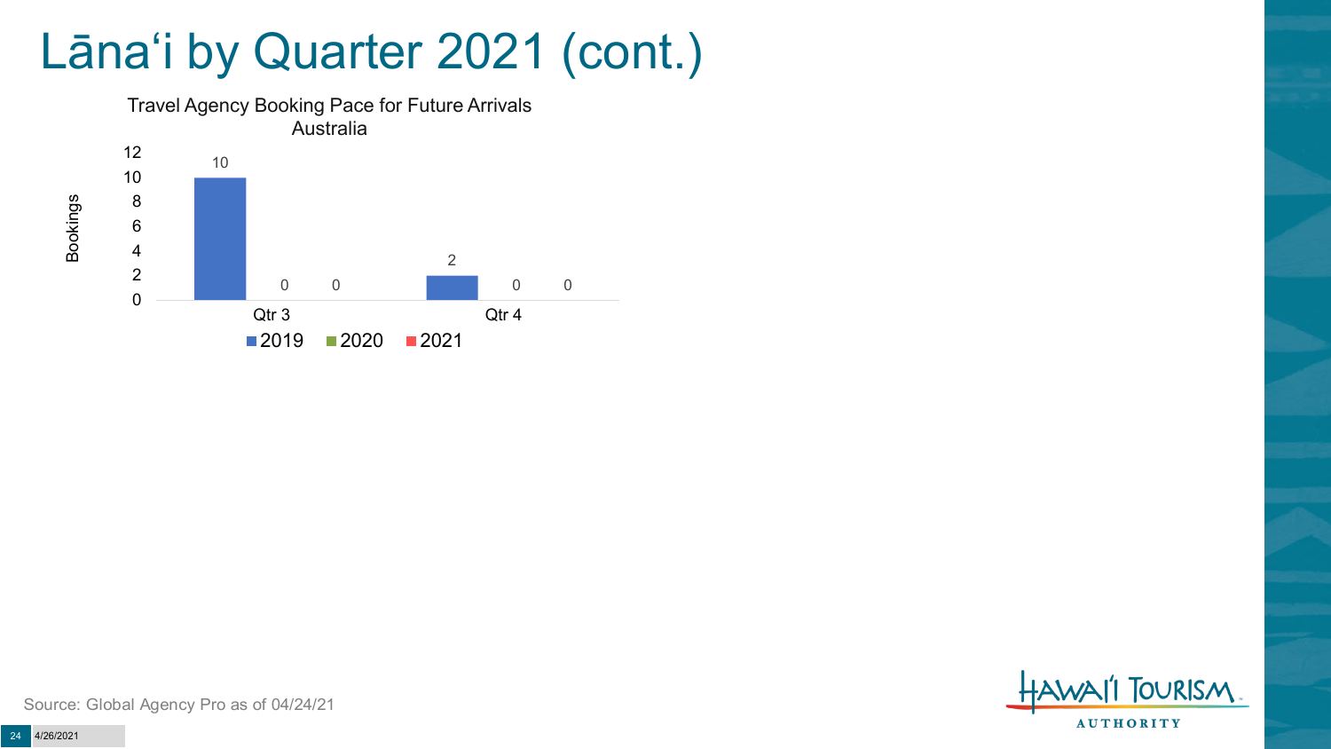# Lānaʻi by Quarter 2021 (cont.)

Travel Agency Booking Pace for Future Arrivals
Australia

| | 2019 | 2020 | 2021 |
|---|---|---|---|
| Qtr 3 | 10 | 0 | 0 |
| Qtr 4 | 2 | 0 | 0 |

Source: Global Agency Pro as of 04/24/21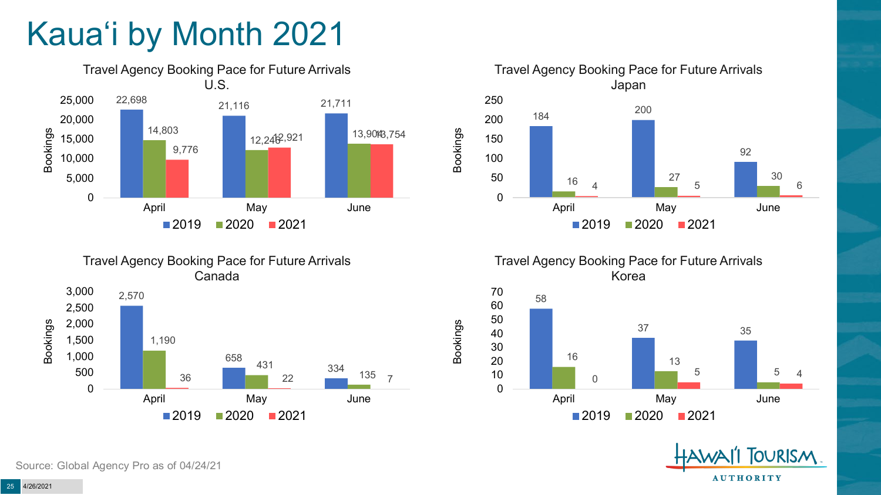# Kauaʻi by Month 2021

### Travel Agency Booking Pace for Future Arrivals U.S.

| Bookings | 2019 | 2020 | 2021 |
|---|---|---|---|
| April | 22,698 | 14,803 | 9,776 |
| May | 21,116 | 12,246 | 12,921 |
| June | 21,711 | 13,904 | 13,754 |

### Travel Agency Booking Pace for Future Arrivals Japan

| Bookings | 2019 | 2020 | 2021 |
|---|---|---|---|
| April | 184 | 16 | 4 |
| May | 200 | 27 | 5 |
| June | 92 | 30 | 6 |

### Travel Agency Booking Pace for Future Arrivals Canada

| Bookings | 2019 | 2020 | 2021 |
|---|---|---|---|
| April | 2,570 | 1,190 | 36 |
| May | 658 | 431 | 22 |
| June | 334 | 135 | 7 |

### Travel Agency Booking Pace for Future Arrivals Korea

| Bookings | 2019 | 2020 | 2021 |
|---|---|---|---|
| April | 58 | 16 | 0 |
| May | 37 | 13 | 5 |
| June | 35 | 5 | 4 |

Source: Global Agency Pro as of 04/24/21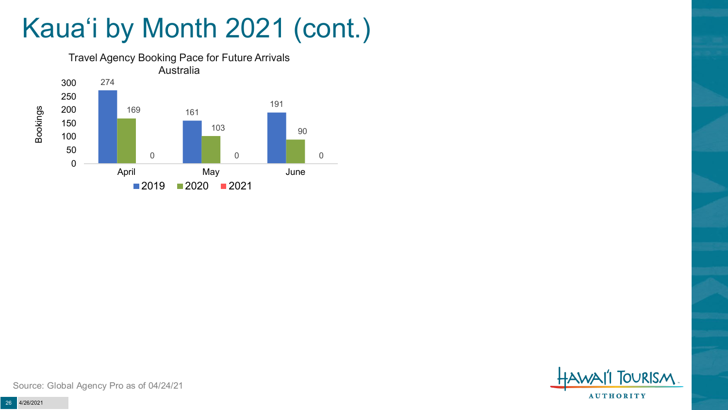# Kauaʻi by Month 2021 (cont.)

Travel Agency Booking Pace for Future Arrivals
Australia

| Bookings | 2019 | 2020 | 2021 |
| --- | --- | --- | --- |
| April | 274 | 169 | 0 |
| May | 161 | 103 | 0 |
| June | 191 | 90 | 0 |

Source: Global Agency Pro as of 04/24/21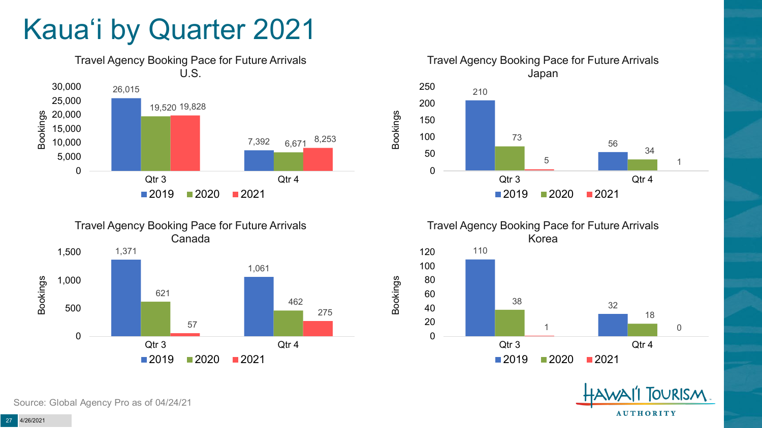# Kauaʻi by Quarter 2021

**Travel Agency Booking Pace for Future Arrivals U.S.**

| Bookings | 2019 | 2020 | 2021 |
|---|---|---|---|
| Qtr 3 | 26,015 | 19,520 | 19,828 |
| Qtr 4 | 7,392 | 6,671 | 8,253 |

**Travel Agency Booking Pace for Future Arrivals Japan**

| Bookings | 2019 | 2020 | 2021 |
|---|---|---|---|
| Qtr 3 | 210 | 73 | 5 |
| Qtr 4 | 56 | 34 | 1 |

**Travel Agency Booking Pace for Future Arrivals Canada**

| Bookings | 2019 | 2020 | 2021 |
|---|---|---|---|
| Qtr 3 | 1,371 | 621 | 57 |
| Qtr 4 | 1,061 | 462 | 275 |

**Travel Agency Booking Pace for Future Arrivals Korea**

| Bookings | 2019 | 2020 | 2021 |
|---|---|---|---|
| Qtr 3 | 110 | 38 | 1 |
| Qtr 4 | 32 | 18 | 0 |

Source: Global Agency Pro as of 04/24/21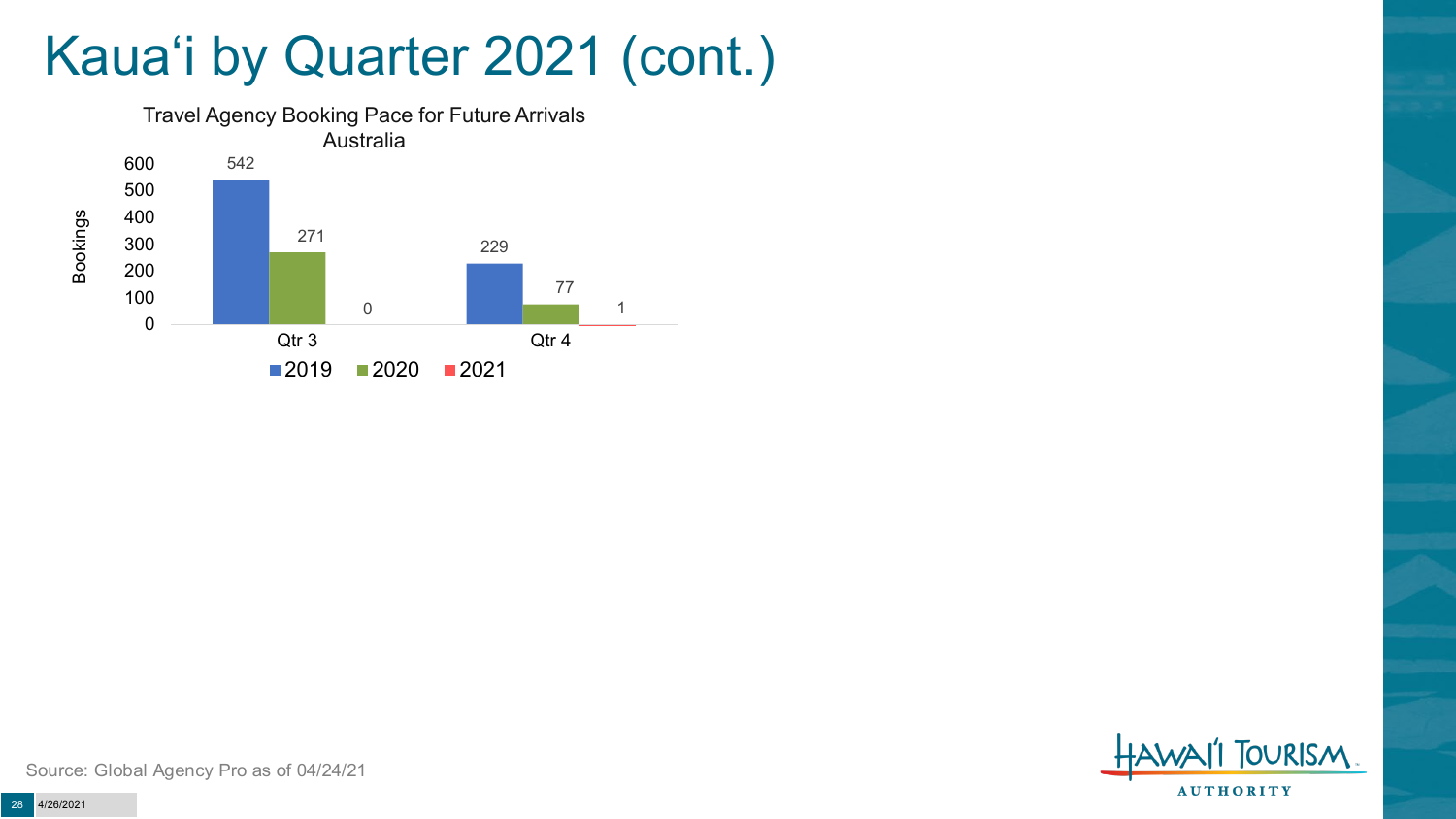# Kauaʻi by Quarter 2021 (cont.)

Travel Agency Booking Pace for Future Arrivals
Australia

| Quarter | 2019 | 2020 | 2021 |
|---|---|---|---|
| Qtr 3 | 542 | 271 | 0 |
| Qtr 4 | 229 | 77 | 1 |

Source: Global Agency Pro as of 04/24/21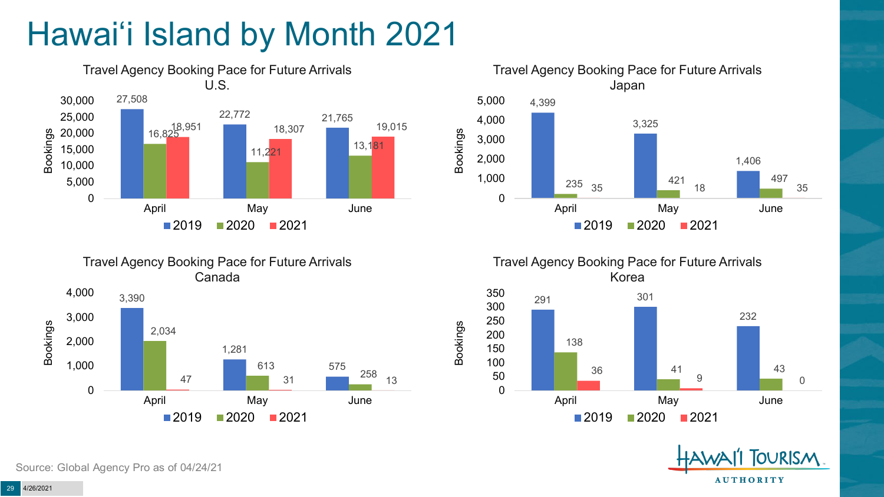# Hawai'i Island by Month 2021

### Travel Agency Booking Pace for Future Arrivals U.S.

| Bookings | 2019 | 2020 | 2021 |
|---|---|---|---|
| April | 27,508 | 16,825 | 18,951 |
| May | 22,772 | 11,221 | 18,307 |
| June | 21,765 | 13,181 | 19,015 |

### Travel Agency Booking Pace for Future Arrivals Japan

| Bookings | 2019 | 2020 | 2021 |
|---|---|---|---|
| April | 4,399 | 235 | 35 |
| May | 3,325 | 421 | 18 |
| June | 1,406 | 497 | 35 |

### Travel Agency Booking Pace for Future Arrivals Canada

| Bookings | 2019 | 2020 | 2021 |
|---|---|---|---|
| April | 3,390 | 2,034 | 47 |
| May | 1,281 | 613 | 31 |
| June | 575 | 258 | 13 |

### Travel Agency Booking Pace for Future Arrivals Korea

| Bookings | 2019 | 2020 | 2021 |
|---|---|---|---|
| April | 291 | 138 | 36 |
| May | 301 | 41 | 9 |
| June | 232 | 43 | 0 |

Source: Global Agency Pro as of 04/24/21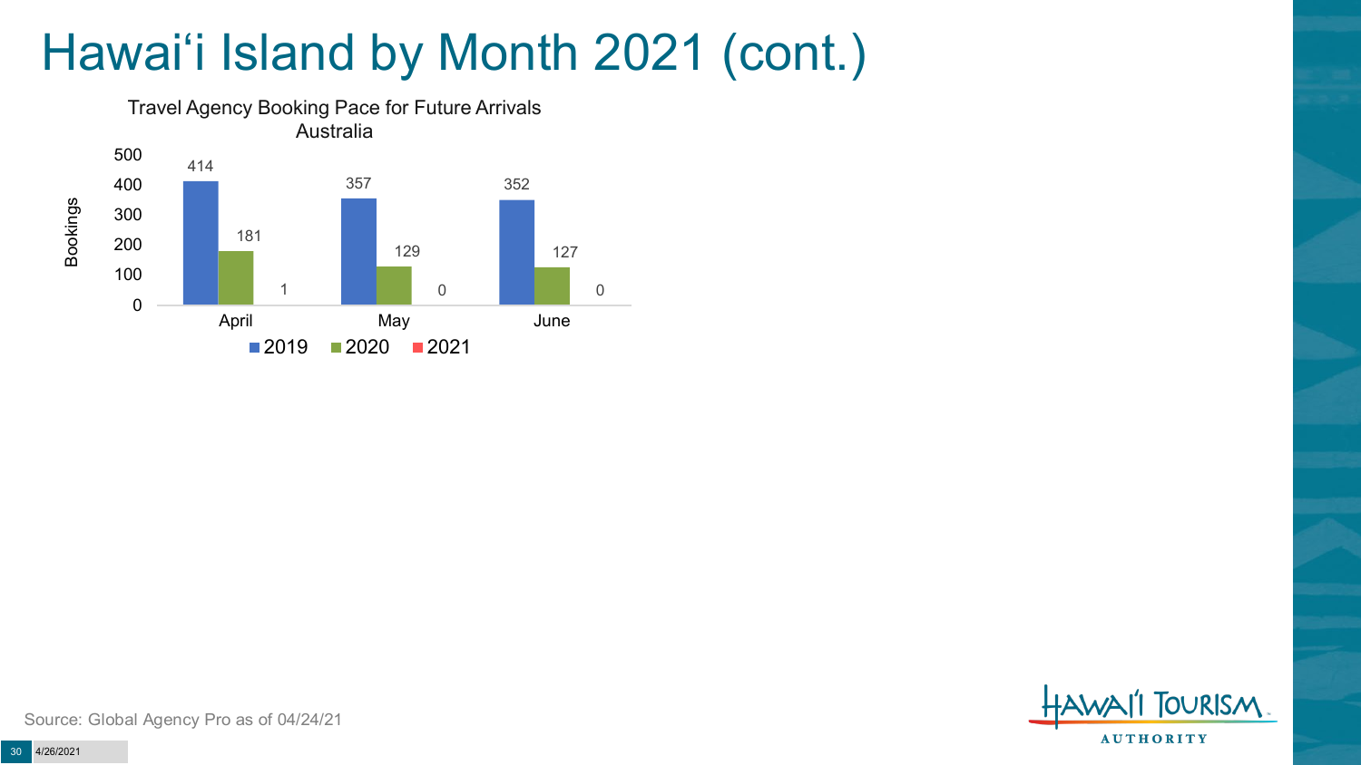# Hawai'i Island by Month 2021 (cont.)

Travel Agency Booking Pace for Future Arrivals
Australia

| Bookings | 2019 | 2020 | 2021 |
|---|---|---|---|
| April | 414 | 181 | 1 |
| May | 357 | 129 | 0 |
| June | 352 | 127 | 0 |

Source: Global Agency Pro as of 04/24/21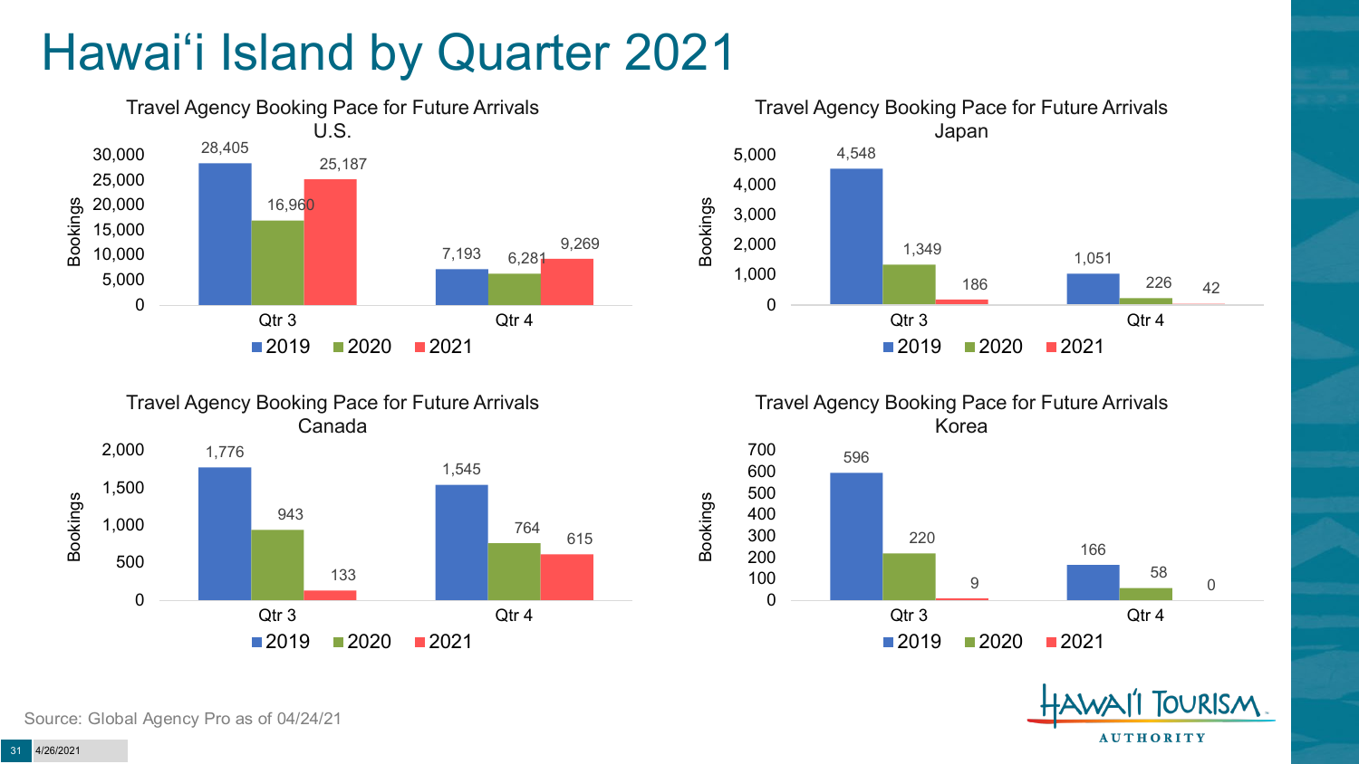# Hawai'i Island by Quarter 2021

### Travel Agency Booking Pace for Future Arrivals U.S.

| Bookings | 2019 | 2020 | 2021 |
|---|---|---|---|
| Qtr 3 | 28,405 | 16,960 | 25,187 |
| Qtr 4 | 7,193 | 6,281 | 9,269 |

### Travel Agency Booking Pace for Future Arrivals Japan

| Bookings | 2019 | 2020 | 2021 |
|---|---|---|---|
| Qtr 3 | 4,548 | 1,349 | 186 |
| Qtr 4 | 1,051 | 226 | 42 |

### Travel Agency Booking Pace for Future Arrivals Canada

| Bookings | 2019 | 2020 | 2021 |
|---|---|---|---|
| Qtr 3 | 1,776 | 943 | 133 |
| Qtr 4 | 1,545 | 764 | 615 |

### Travel Agency Booking Pace for Future Arrivals Korea

| Bookings | 2019 | 2020 | 2021 |
|---|---|---|---|
| Qtr 3 | 596 | 220 | 9 |
| Qtr 4 | 166 | 58 | 0 |

Source: Global Agency Pro as of 04/24/21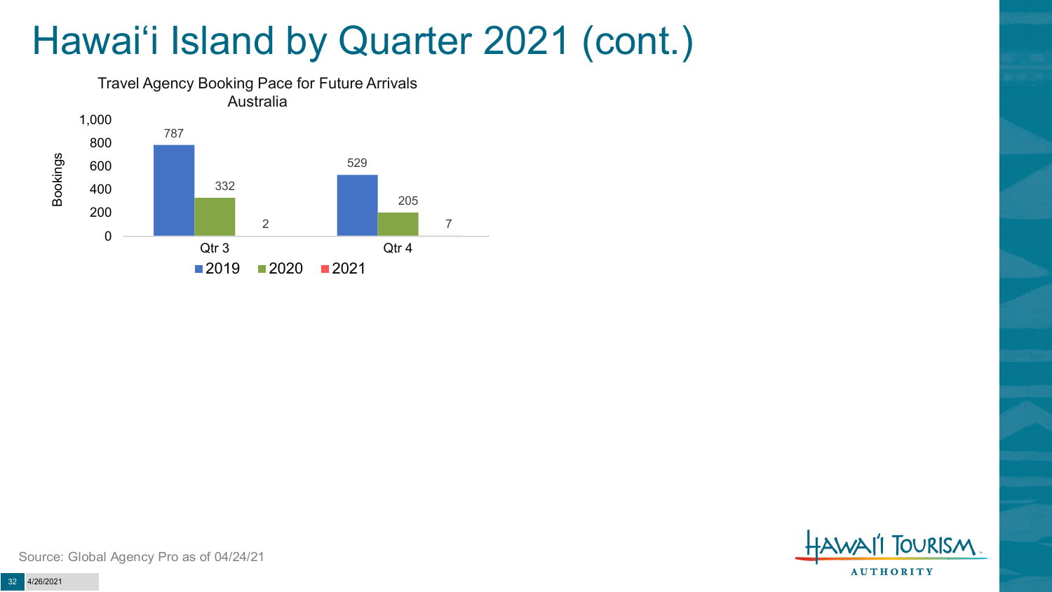# Hawai'i Island by Quarter 2021 (cont.)

Travel Agency Booking Pace for Future Arrivals
Australia

Bookings

1,000
800
600
400
200
0

787
332
2
529
205
7

Qtr 3
Qtr 4

2019 2020 2021

Source: Global Agency Pro as of 04/24/21